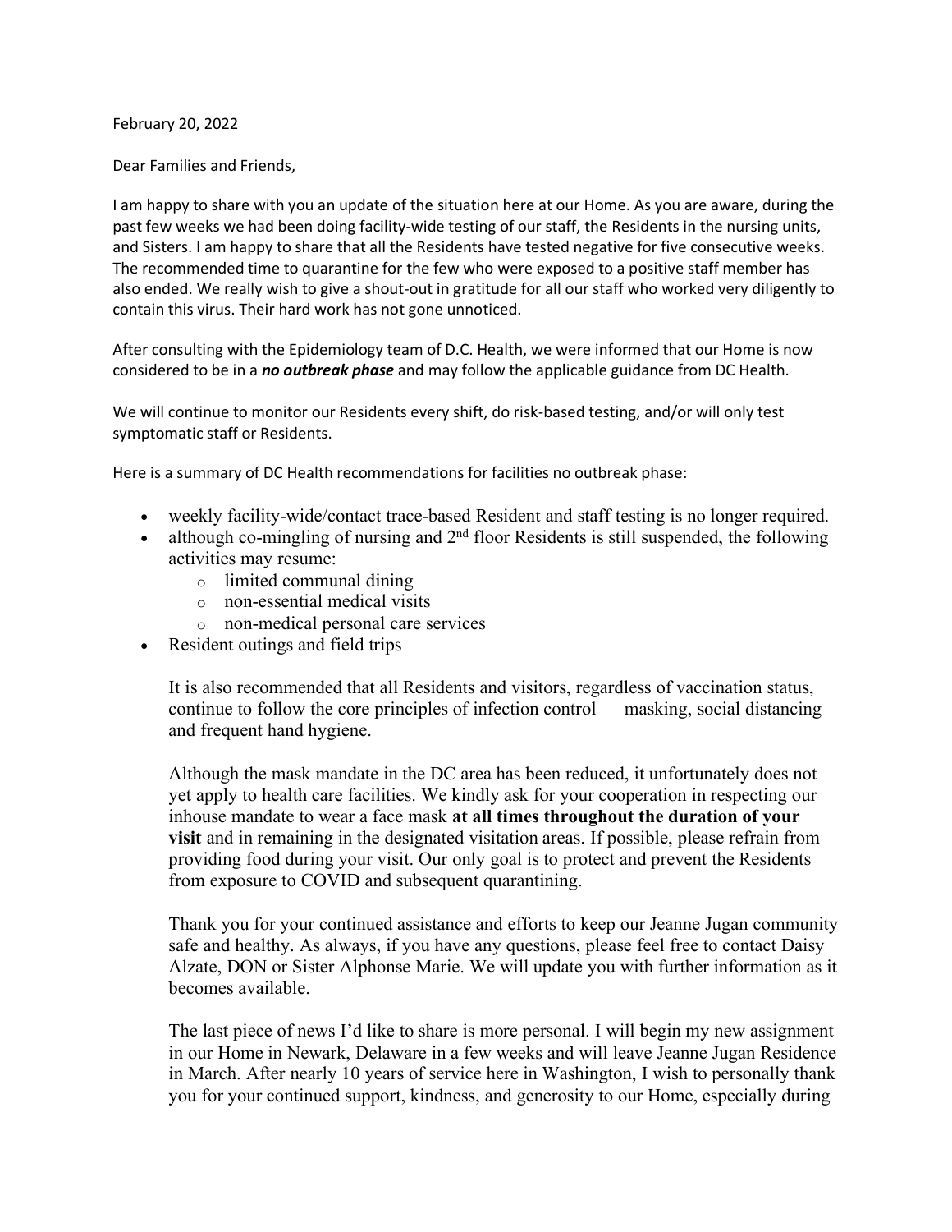February 20, 2022

Dear Families and Friends,

I am happy to share with you an update of the situation here at our Home. As you are aware, during the past few weeks we had been doing facility-wide testing of our staff, the Residents in the nursing units, and Sisters. I am happy to share that all the Residents have tested negative for five consecutive weeks. The recommended time to quarantine for the few who were exposed to a positive staff member has also ended. We really wish to give a shout-out in gratitude for all our staff who worked very diligently to contain this virus. Their hard work has not gone unnoticed.

After consulting with the Epidemiology team of D.C. Health, we were informed that our Home is now considered to be in a ***no outbreak phase*** and may follow the applicable guidance from DC Health.

We will continue to monitor our Residents every shift, do risk-based testing, and/or will only test symptomatic staff or Residents.

Here is a summary of DC Health recommendations for facilities no outbreak phase:

- weekly facility-wide/contact trace-based Resident and staff testing is no longer required.
- although co-mingling of nursing and 2nd floor Residents is still suspended, the following activities may resume:
  - limited communal dining
  - non-essential medical visits
  - non-medical personal care services
- Resident outings and field trips

It is also recommended that all Residents and visitors, regardless of vaccination status, continue to follow the core principles of infection control — masking, social distancing and frequent hand hygiene.

Although the mask mandate in the DC area has been reduced, it unfortunately does not yet apply to health care facilities. We kindly ask for your cooperation in respecting our inhouse mandate to wear a face mask **at all times throughout the duration of your visit** and in remaining in the designated visitation areas. If possible, please refrain from providing food during your visit. Our only goal is to protect and prevent the Residents from exposure to COVID and subsequent quarantining.

Thank you for your continued assistance and efforts to keep our Jeanne Jugan community safe and healthy. As always, if you have any questions, please feel free to contact Daisy Alzate, DON or Sister Alphonse Marie. We will update you with further information as it becomes available.

The last piece of news I'd like to share is more personal. I will begin my new assignment in our Home in Newark, Delaware in a few weeks and will leave Jeanne Jugan Residence in March. After nearly 10 years of service here in Washington, I wish to personally thank you for your continued support, kindness, and generosity to our Home, especially during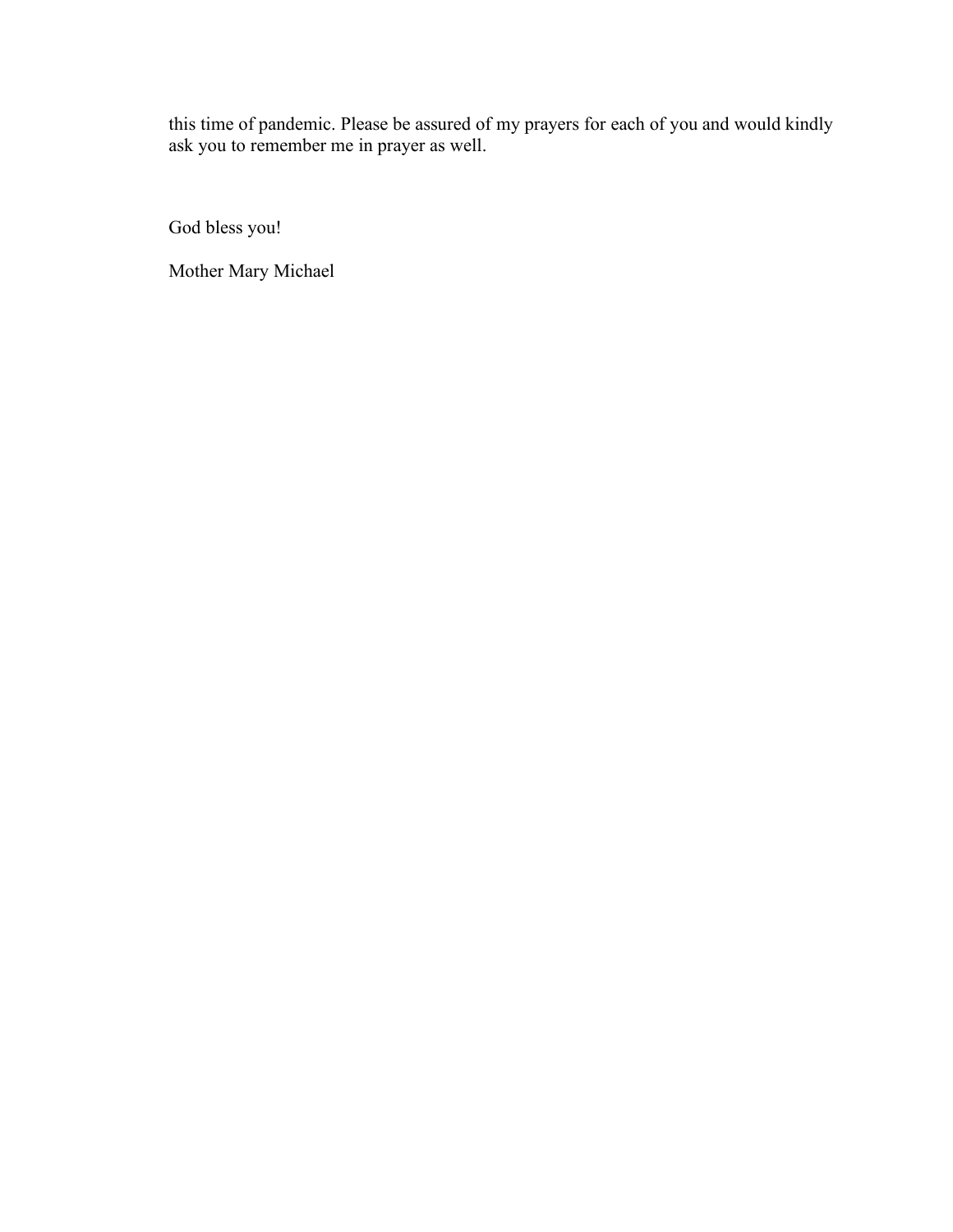this time of pandemic. Please be assured of my prayers for each of you and would kindly ask you to remember me in prayer as well.

God bless you!

Mother Mary Michael